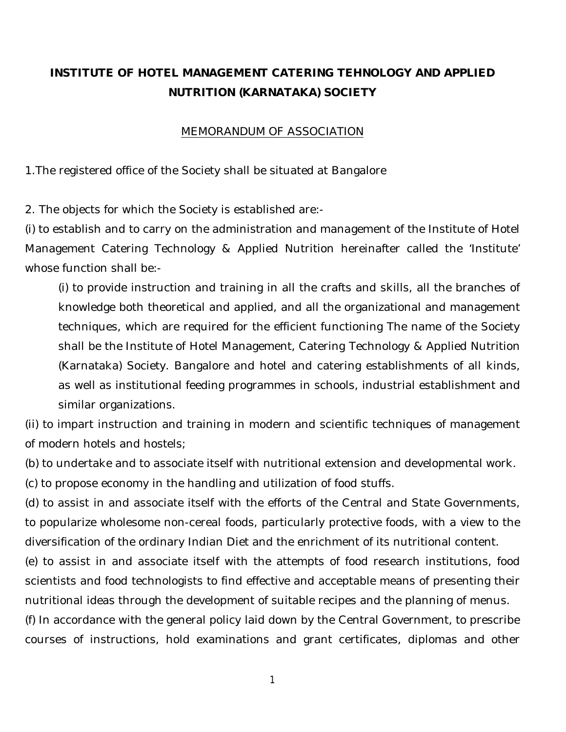# INSTITUTE OF HOTEL MANAGEMENT CATERING TEHNOLOGY AND APPLIED NUTRITION (KARNATAKA) SOCIETY

## MEMORANDUM OF ASSOCIATION

1.The registered office of the Society shall be situated at Bangalore

2. The objects for which the Society is established are:-

(i) to establish and to carry on the administration and management of the Institute of Hotel Management Catering Technology & Applied Nutrition hereinafter called the 'Institute' whose function shall be:-

> (i) to provide instruction and training in all the crafts and skills, all the branches of knowledge both theoretical and applied, and all the organizational and management techniques, which are required for the efficient functioning The name of the Society shall be the Institute of Hotel Management, Catering Technology & Applied Nutrition (Karnataka) Society. Bangalore and hotel and catering establishments of all kinds, as well as institutional feeding programmes in schools, industrial establishment and similar organizations.

(ii) to impart instruction and training in modern and scientific techniques of management of modern hotels and hostels;

(b) to undertake and to associate itself with nutritional extension and developmental work.

(c) to propose economy in the handling and utilization of food stuffs.

(d) to assist in and associate itself with the efforts of the Central and State Governments, to popularize wholesome non-cereal foods, particularly protective foods, with a view to the diversification of the ordinary Indian Diet and the enrichment of its nutritional content.

(e) to assist in and associate itself with the attempts of food research institutions, food scientists and food technologists to find effective and acceptable means of presenting their nutritional ideas through the development of suitable recipes and the planning of menus.

(f) In accordance with the general policy laid down by the Central Government, to prescribe courses of instructions, hold examinations and grant certificates, diplomas and other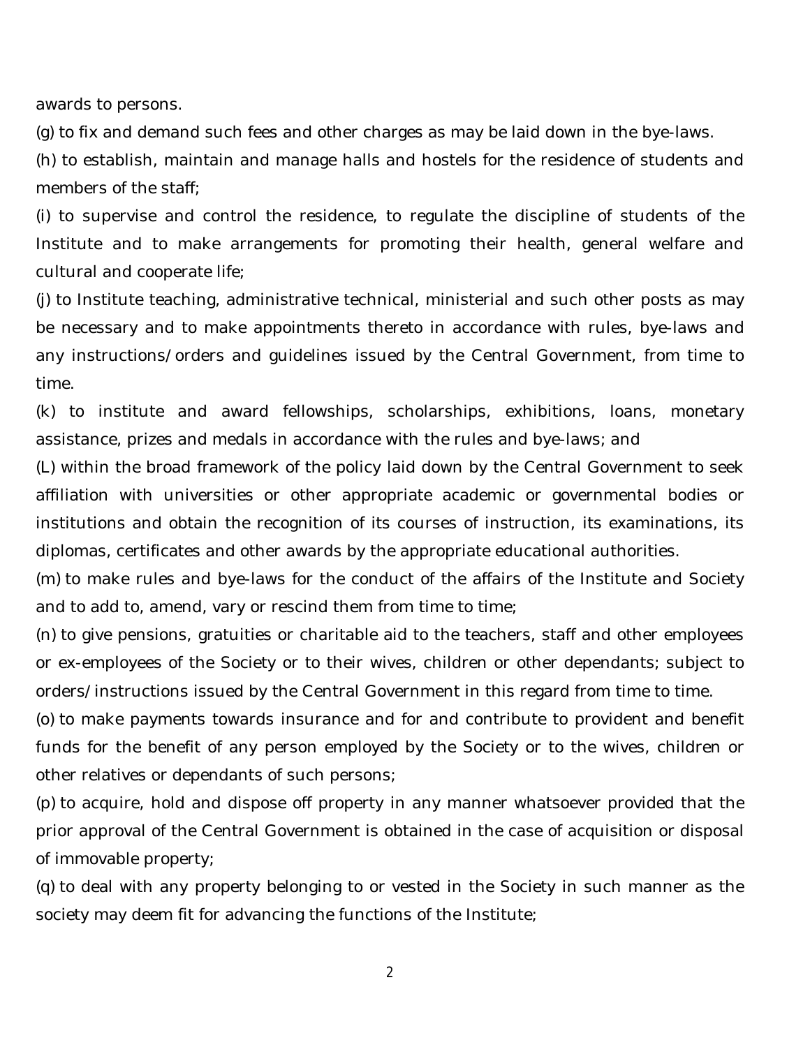awards to persons.

(g) to fix and demand such fees and other charges as may be laid down in the bye-laws.

(h) to establish, maintain and manage halls and hostels for the residence of students and members of the staff;

(i) to supervise and control the residence, to regulate the discipline of students of the Institute and to make arrangements for promoting their health, general welfare and cultural and cooperate life;

(j) to Institute teaching, administrative technical, ministerial and such other posts as may be necessary and to make appointments thereto in accordance with rules, bye-laws and any instructions/orders and guidelines issued by the Central Government, from time to time.

(k) to institute and award fellowships, scholarships, exhibitions, loans, monetary assistance, prizes and medals in accordance with the rules and bye-laws; and

(L) within the broad framework of the policy laid down by the Central Government to seek affiliation with universities or other appropriate academic or governmental bodies or institutions and obtain the recognition of its courses of instruction, its examinations, its diplomas, certificates and other awards by the appropriate educational authorities.

(m) to make rules and bye-laws for the conduct of the affairs of the Institute and Society and to add to, amend, vary or rescind them from time to time;

(n) to give pensions, gratuities or charitable aid to the teachers, staff and other employees or ex-employees of the Society or to their wives, children or other dependants; subject to orders/instructions issued by the Central Government in this regard from time to time.

(o) to make payments towards insurance and for and contribute to provident and benefit funds for the benefit of any person employed by the Society or to the wives, children or other relatives or dependants of such persons;

(p) to acquire, hold and dispose off property in any manner whatsoever provided that the prior approval of the Central Government is obtained in the case of acquisition or disposal of immovable property;

(q) to deal with any property belonging to or vested in the Society in such manner as the society may deem fit for advancing the functions of the Institute;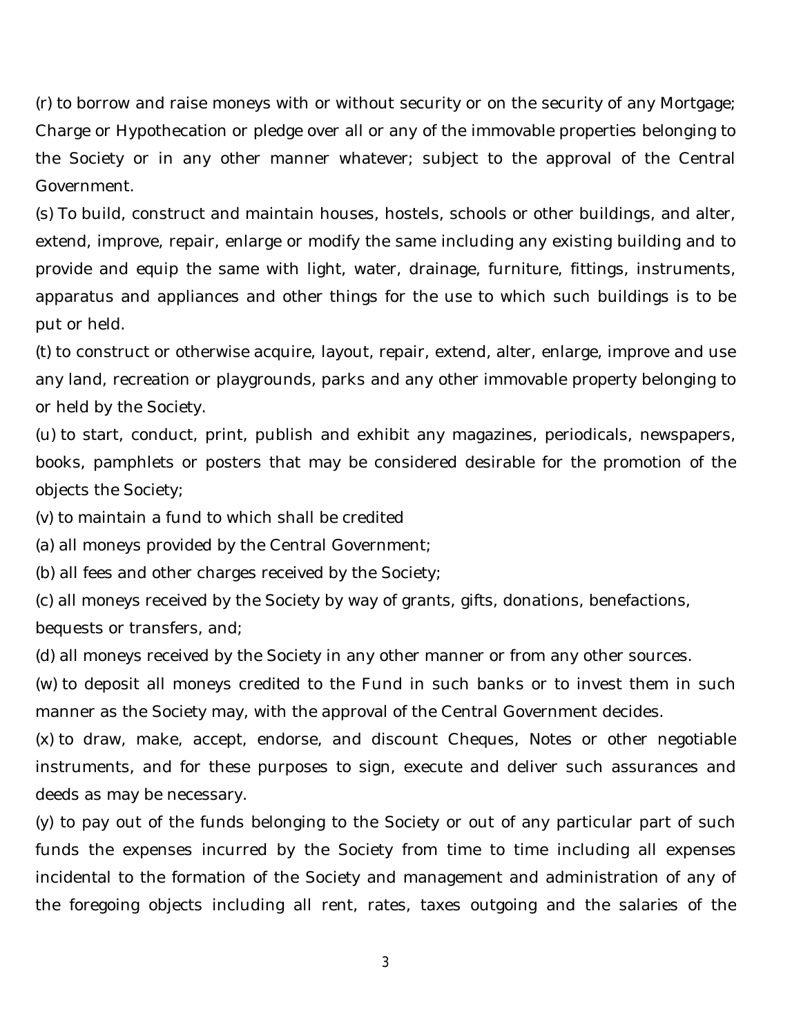(r) to borrow and raise moneys with or without security or on the security of any Mortgage; Charge or Hypothecation or pledge over all or any of the immovable properties belonging to the Society or in any other manner whatever; subject to the approval of the Central Government.

(s) To build, construct and maintain houses, hostels, schools or other buildings, and alter, extend, improve, repair, enlarge or modify the same including any existing building and to provide and equip the same with light, water, drainage, furniture, fittings, instruments, apparatus and appliances and other things for the use to which such buildings is to be put or held.

(t) to construct or otherwise acquire, layout, repair, extend, alter, enlarge, improve and use any land, recreation or playgrounds, parks and any other immovable property belonging to or held by the Society.

(u) to start, conduct, print, publish and exhibit any magazines, periodicals, newspapers, books, pamphlets or posters that may be considered desirable for the promotion of the objects the Society;

(v) to maintain a fund to which shall be credited

(a) all moneys provided by the Central Government;

(b) all fees and other charges received by the Society;

(c) all moneys received by the Society by way of grants, gifts, donations, benefactions, bequests or transfers, and;

(d) all moneys received by the Society in any other manner or from any other sources.

(w) to deposit all moneys credited to the Fund in such banks or to invest them in such manner as the Society may, with the approval of the Central Government decides.

(x) to draw, make, accept, endorse, and discount Cheques, Notes or other negotiable instruments, and for these purposes to sign, execute and deliver such assurances and deeds as may be necessary.

(y) to pay out of the funds belonging to the Society or out of any particular part of such funds the expenses incurred by the Society from time to time including all expenses incidental to the formation of the Society and management and administration of any of the foregoing objects including all rent, rates, taxes outgoing and the salaries of the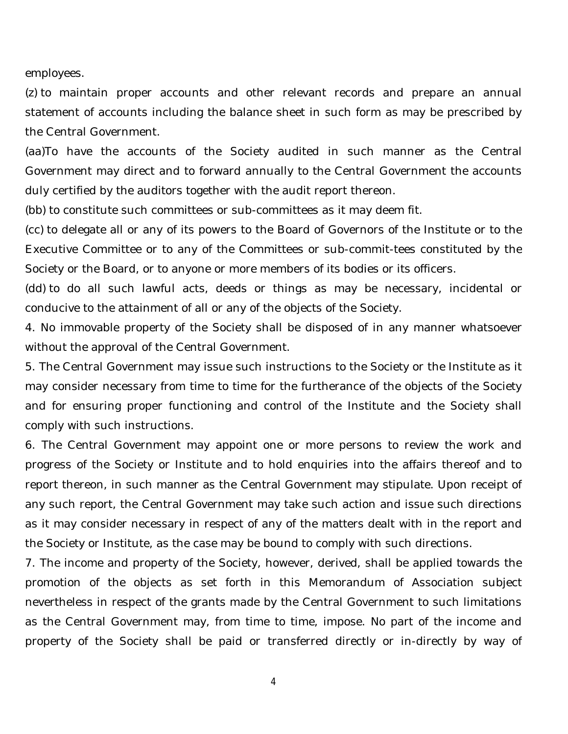employees.

(z) to maintain proper accounts and other relevant records and prepare an annual statement of accounts including the balance sheet in such form as may be prescribed by the Central Government.

(aa)To have the accounts of the Society audited in such manner as the Central Government may direct and to forward annually to the Central Government the accounts duly certified by the auditors together with the audit report thereon.

(bb) to constitute such committees or sub-committees as it may deem fit.

(cc) to delegate all or any of its powers to the Board of Governors of the Institute or to the Executive Committee or to any of the Committees or sub-commit-tees constituted by the Society or the Board, or to anyone or more members of its bodies or its officers.

(dd) to do all such lawful acts, deeds or things as may be necessary, incidental or conducive to the attainment of all or any of the objects of the Society.

4. No immovable property of the Society shall be disposed of in any manner whatsoever without the approval of the Central Government.

5. The Central Government may issue such instructions to the Society or the Institute as it may consider necessary from time to time for the furtherance of the objects of the Society and for ensuring proper functioning and control of the Institute and the Society shall comply with such instructions.

6. The Central Government may appoint one or more persons to review the work and progress of the Society or Institute and to hold enquiries into the affairs thereof and to report thereon, in such manner as the Central Government may stipulate. Upon receipt of any such report, the Central Government may take such action and issue such directions as it may consider necessary in respect of any of the matters dealt with in the report and the Society or Institute, as the case may be bound to comply with such directions.

7. The income and property of the Society, however, derived, shall be applied towards the promotion of the objects as set forth in this Memorandum of Association subject nevertheless in respect of the grants made by the Central Government to such limitations as the Central Government may, from time to time, impose. No part of the income and property of the Society shall be paid or transferred directly or in-directly by way of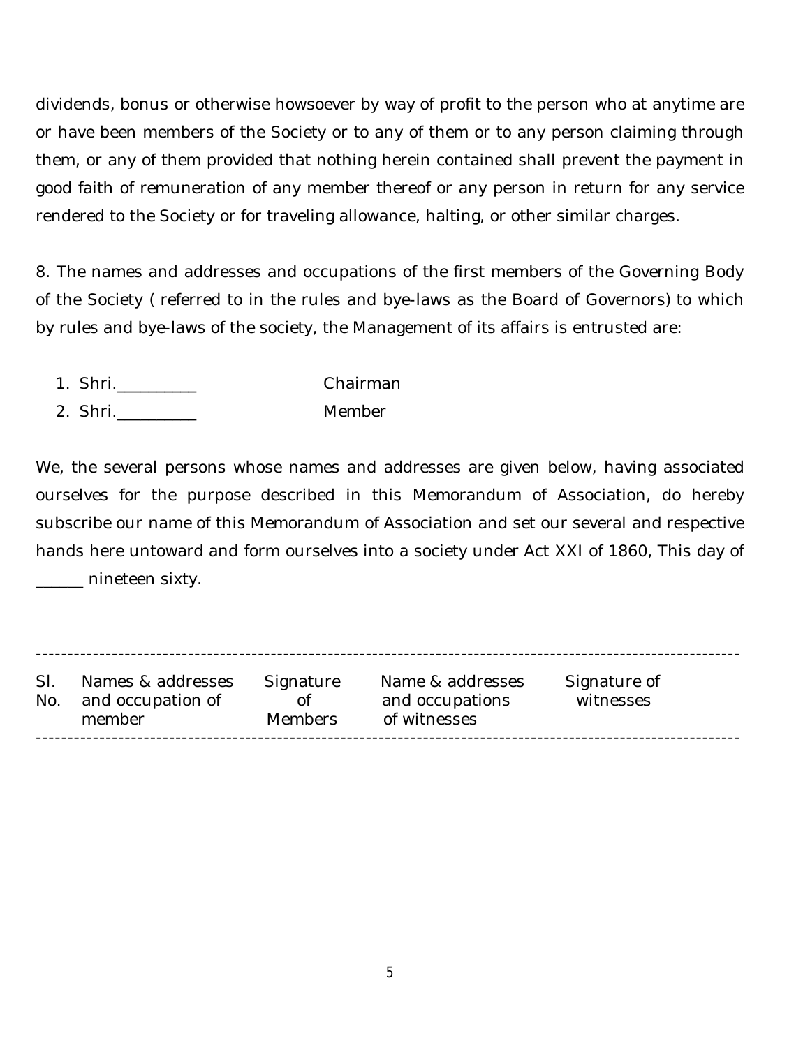dividends, bonus or otherwise howsoever by way of profit to the person who at anytime are or have been members of the Society or to any of them or to any person claiming through them, or any of them provided that nothing herein contained shall prevent the payment in good faith of remuneration of any member thereof or any person in return for any service rendered to the Society or for traveling allowance, halting, or other similar charges.

8. The names and addresses and occupations of the first members of the Governing Body of the Society ( referred to in the rules and bye-laws as the Board of Governors) to which by rules and bye-laws of the society, the Management of its affairs is entrusted are:

1. Shri.__________ Chairman
2. Shri.__________ Member

We, the several persons whose names and addresses are given below, having associated ourselves for the purpose described in this Memorandum of Association, do hereby subscribe our name of this Memorandum of Association and set our several and respective hands here untoward and form ourselves into a society under Act XXI of 1860, This day of ______ nineteen sixty.

| Sl. No. | Names & addresses and occupation of member | Signature of Members | Name & addresses and occupations of witnesses | Signature of witnesses |
|---|---|---|---|---|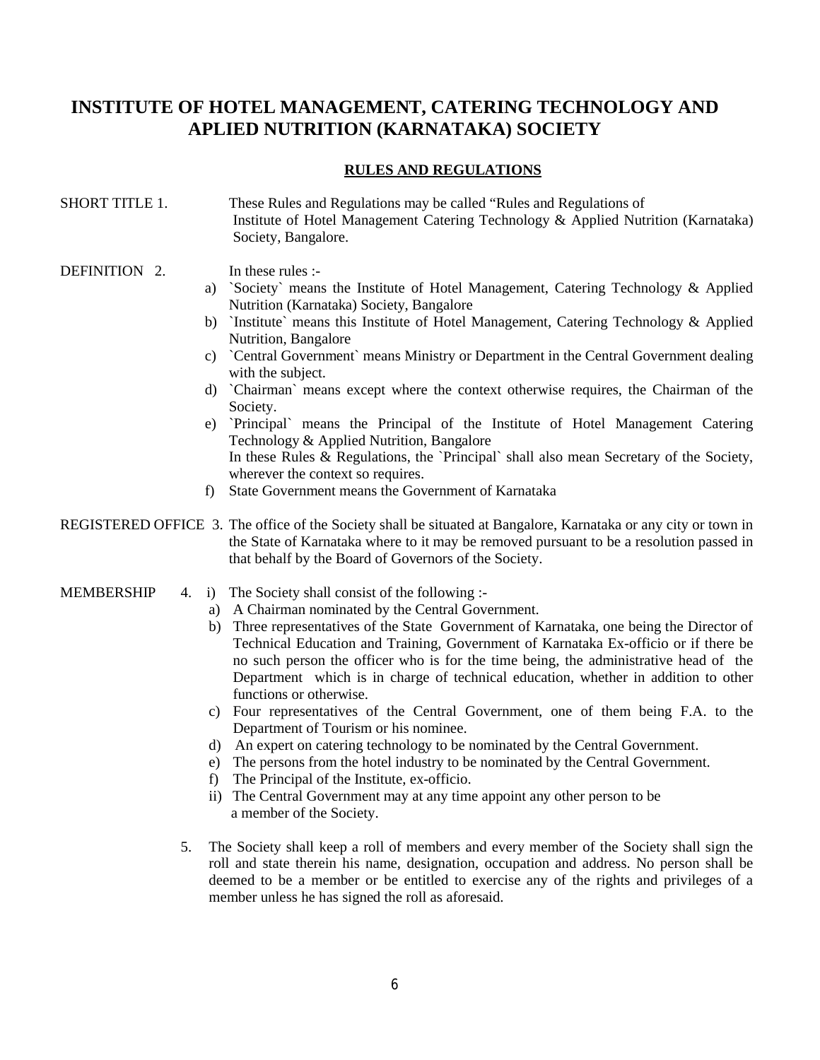# INSTITUTE OF HOTEL MANAGEMENT, CATERING TECHNOLOGY AND APLIED NUTRITION (KARNATAKA) SOCIETY

## RULES AND REGULATIONS

SHORT TITLE 1. These Rules and Regulations may be called "Rules and Regulations of Institute of Hotel Management Catering Technology & Applied Nutrition (Karnataka) Society, Bangalore.

DEFINITION 2. In these rules :-

a) `Society` means the Institute of Hotel Management, Catering Technology & Applied Nutrition (Karnataka) Society, Bangalore
b) `Institute` means this Institute of Hotel Management, Catering Technology & Applied Nutrition, Bangalore
c) `Central Government` means Ministry or Department in the Central Government dealing with the subject.
d) `Chairman` means except where the context otherwise requires, the Chairman of the Society.
e) `Principal` means the Principal of the Institute of Hotel Management Catering Technology & Applied Nutrition, Bangalore
   In these Rules & Regulations, the `Principal` shall also mean Secretary of the Society, wherever the context so requires.
f) State Government means the Government of Karnataka

REGISTERED OFFICE 3. The office of the Society shall be situated at Bangalore, Karnataka or any city or town in the State of Karnataka where to it may be removed pursuant to be a resolution passed in that behalf by the Board of Governors of the Society.

MEMBERSHIP 4. i) The Society shall consist of the following :-

a) A Chairman nominated by the Central Government.
b) Three representatives of the State Government of Karnataka, one being the Director of Technical Education and Training, Government of Karnataka Ex-officio or if there be no such person the officer who is for the time being, the administrative head of the Department which is in charge of technical education, whether in addition to other functions or otherwise.
c) Four representatives of the Central Government, one of them being F.A. to the Department of Tourism or his nominee.
d) An expert on catering technology to be nominated by the Central Government.
e) The persons from the hotel industry to be nominated by the Central Government.
f) The Principal of the Institute, ex-officio.

ii) The Central Government may at any time appoint any other person to be a member of the Society.

5. The Society shall keep a roll of members and every member of the Society shall sign the roll and state therein his name, designation, occupation and address. No person shall be deemed to be a member or be entitled to exercise any of the rights and privileges of a member unless he has signed the roll as aforesaid.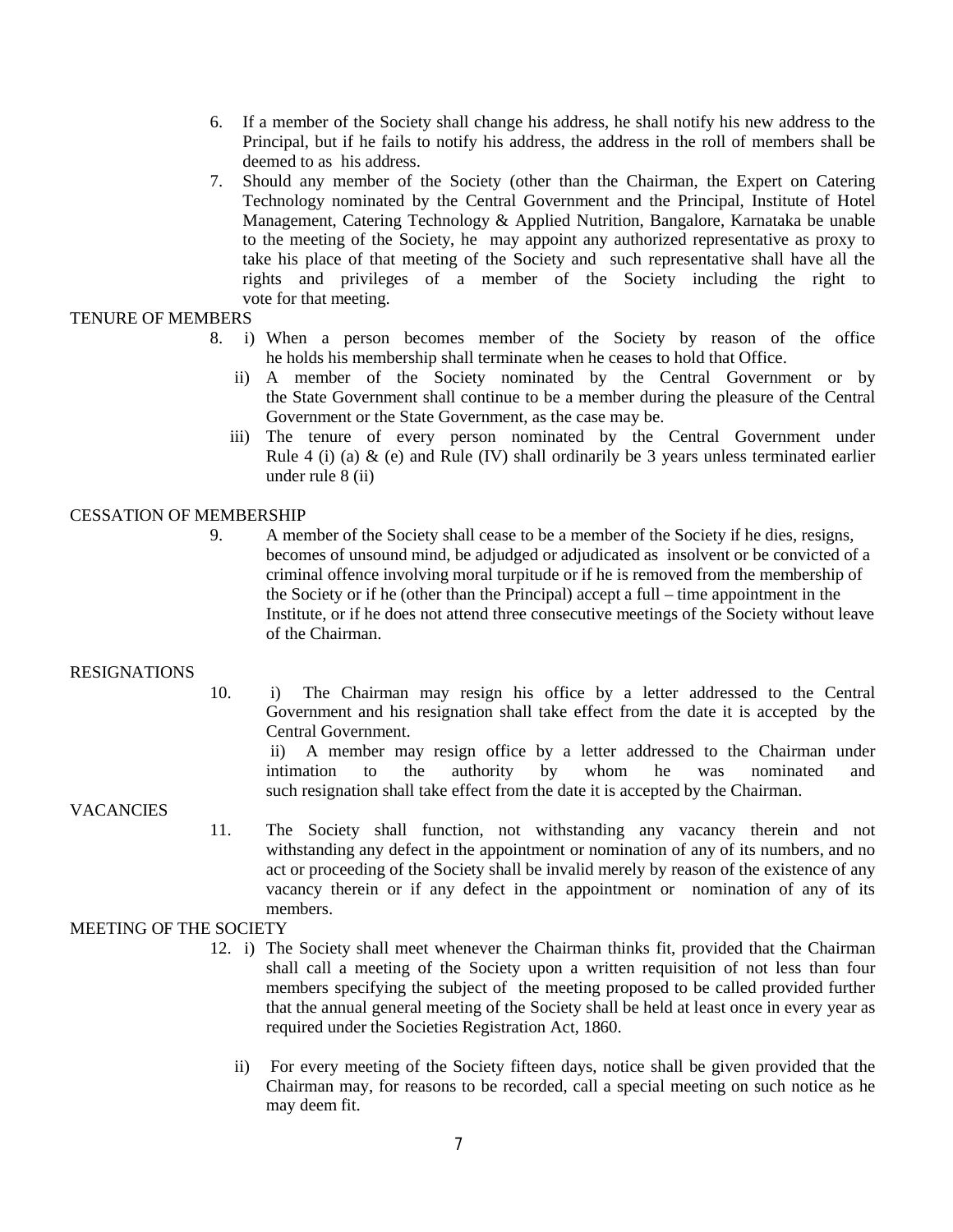6. If a member of the Society shall change his address, he shall notify his new address to the Principal, but if he fails to notify his address, the address in the roll of members shall be deemed to as his address.
7. Should any member of the Society (other than the Chairman, the Expert on Catering Technology nominated by the Central Government and the Principal, Institute of Hotel Management, Catering Technology & Applied Nutrition, Bangalore, Karnataka be unable to the meeting of the Society, he may appoint any authorized representative as proxy to take his place of that meeting of the Society and such representative shall have all the rights and privileges of a member of the Society including the right to vote for that meeting.

TENURE OF MEMBERS

8. i) When a person becomes member of the Society by reason of the office he holds his membership shall terminate when he ceases to hold that Office.
   ii) A member of the Society nominated by the Central Government or by the State Government shall continue to be a member during the pleasure of the Central Government or the State Government, as the case may be.
   iii) The tenure of every person nominated by the Central Government under Rule 4 (i) (a) & (e) and Rule (IV) shall ordinarily be 3 years unless terminated earlier under rule 8 (ii)

CESSATION OF MEMBERSHIP

9. A member of the Society shall cease to be a member of the Society if he dies, resigns, becomes of unsound mind, be adjudged or adjudicated as insolvent or be convicted of a criminal offence involving moral turpitude or if he is removed from the membership of the Society or if he (other than the Principal) accept a full – time appointment in the Institute, or if he does not attend three consecutive meetings of the Society without leave of the Chairman.

RESIGNATIONS

10. i) The Chairman may resign his office by a letter addressed to the Central Government and his resignation shall take effect from the date it is accepted by the Central Government.

    ii) A member may resign office by a letter addressed to the Chairman under intimation to the authority by whom he was nominated and such resignation shall take effect from the date it is accepted by the Chairman.

VACANCIES

11. The Society shall function, not withstanding any vacancy therein and not withstanding any defect in the appointment or nomination of any of its numbers, and no act or proceeding of the Society shall be invalid merely by reason of the existence of any vacancy therein or if any defect in the appointment or nomination of any of its members.

MEETING OF THE SOCIETY

12. i) The Society shall meet whenever the Chairman thinks fit, provided that the Chairman shall call a meeting of the Society upon a written requisition of not less than four members specifying the subject of the meeting proposed to be called provided further that the annual general meeting of the Society shall be held at least once in every year as required under the Societies Registration Act, 1860.

    ii) For every meeting of the Society fifteen days, notice shall be given provided that the Chairman may, for reasons to be recorded, call a special meeting on such notice as he may deem fit.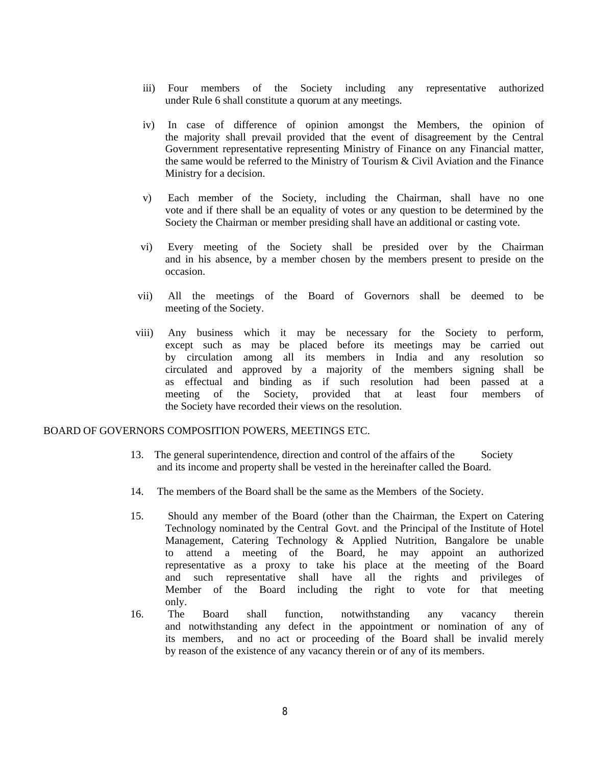iii) Four members of the Society including any representative authorized under Rule 6 shall constitute a quorum at any meetings.

iv) In case of difference of opinion amongst the Members, the opinion of the majority shall prevail provided that the event of disagreement by the Central Government representative representing Ministry of Finance on any Financial matter, the same would be referred to the Ministry of Tourism & Civil Aviation and the Finance Ministry for a decision.

v) Each member of the Society, including the Chairman, shall have no one vote and if there shall be an equality of votes or any question to be determined by the Society the Chairman or member presiding shall have an additional or casting vote.

vi) Every meeting of the Society shall be presided over by the Chairman and in his absence, by a member chosen by the members present to preside on the occasion.

vii) All the meetings of the Board of Governors shall be deemed to be meeting of the Society.

viii) Any business which it may be necessary for the Society to perform, except such as may be placed before its meetings may be carried out by circulation among all its members in India and any resolution so circulated and approved by a majority of the members signing shall be as effectual and binding as if such resolution had been passed at a meeting of the Society, provided that at least four members of the Society have recorded their views on the resolution.

BOARD OF GOVERNORS COMPOSITION POWERS, MEETINGS ETC.

13. The general superintendence, direction and control of the affairs of the Society and its income and property shall be vested in the hereinafter called the Board.

14. The members of the Board shall be the same as the Members of the Society.

15. Should any member of the Board (other than the Chairman, the Expert on Catering Technology nominated by the Central Govt. and the Principal of the Institute of Hotel Management, Catering Technology & Applied Nutrition, Bangalore be unable to attend a meeting of the Board, he may appoint an authorized representative as a proxy to take his place at the meeting of the Board and such representative shall have all the rights and privileges of Member of the Board including the right to vote for that meeting only.

16. The Board shall function, notwithstanding any vacancy therein and notwithstanding any defect in the appointment or nomination of any of its members, and no act or proceeding of the Board shall be invalid merely by reason of the existence of any vacancy therein or of any of its members.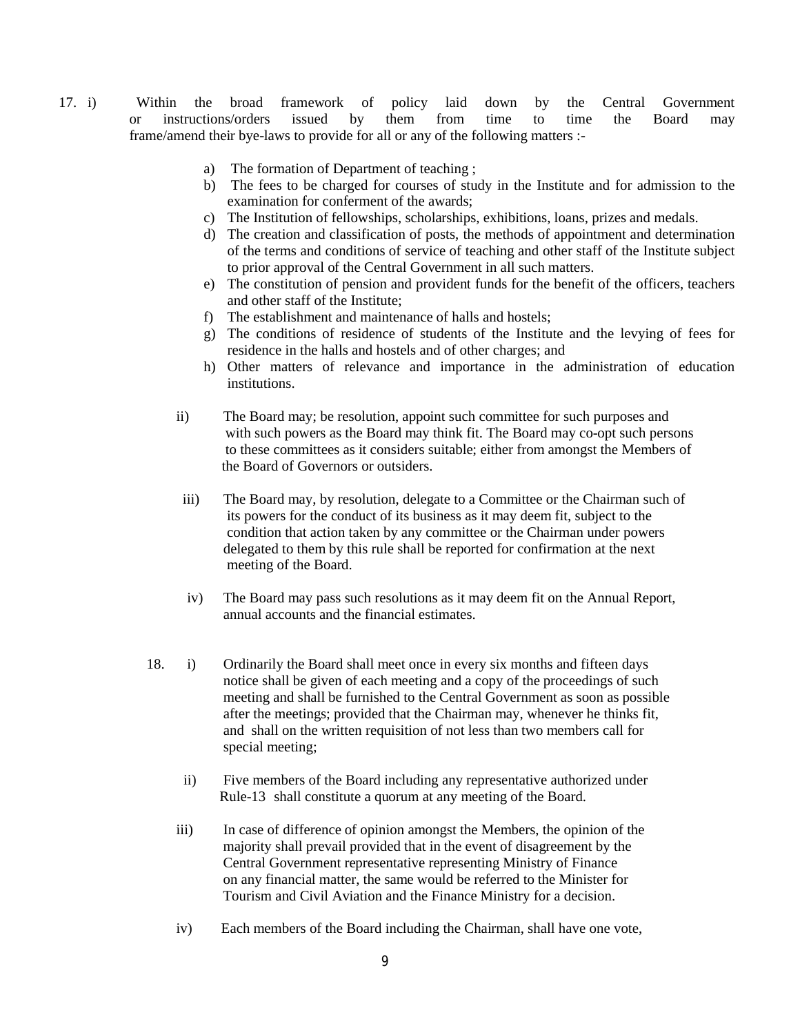17. i) Within the broad framework of policy laid down by the Central Government or instructions/orders issued by them from time to time the Board may frame/amend their bye-laws to provide for all or any of the following matters :-

    a) The formation of Department of teaching ;
    b) The fees to be charged for courses of study in the Institute and for admission to the examination for conferment of the awards;
    c) The Institution of fellowships, scholarships, exhibitions, loans, prizes and medals.
    d) The creation and classification of posts, the methods of appointment and determination of the terms and conditions of service of teaching and other staff of the Institute subject to prior approval of the Central Government in all such matters.
    e) The constitution of pension and provident funds for the benefit of the officers, teachers and other staff of the Institute;
    f) The establishment and maintenance of halls and hostels;
    g) The conditions of residence of students of the Institute and the levying of fees for residence in the halls and hostels and of other charges; and
    h) Other matters of relevance and importance in the administration of education institutions.

    ii) The Board may; be resolution, appoint such committee for such purposes and with such powers as the Board may think fit. The Board may co-opt such persons to these committees as it considers suitable; either from amongst the Members of the Board of Governors or outsiders.

    iii) The Board may, by resolution, delegate to a Committee or the Chairman such of its powers for the conduct of its business as it may deem fit, subject to the condition that action taken by any committee or the Chairman under powers delegated to them by this rule shall be reported for confirmation at the next meeting of the Board.

    iv) The Board may pass such resolutions as it may deem fit on the Annual Report, annual accounts and the financial estimates.

18. i) Ordinarily the Board shall meet once in every six months and fifteen days notice shall be given of each meeting and a copy of the proceedings of such meeting and shall be furnished to the Central Government as soon as possible after the meetings; provided that the Chairman may, whenever he thinks fit, and shall on the written requisition of not less than two members call for special meeting;

    ii) Five members of the Board including any representative authorized under Rule-13 shall constitute a quorum at any meeting of the Board.

    iii) In case of difference of opinion amongst the Members, the opinion of the majority shall prevail provided that in the event of disagreement by the Central Government representative representing Ministry of Finance on any financial matter, the same would be referred to the Minister for Tourism and Civil Aviation and the Finance Ministry for a decision.

    iv) Each members of the Board including the Chairman, shall have one vote,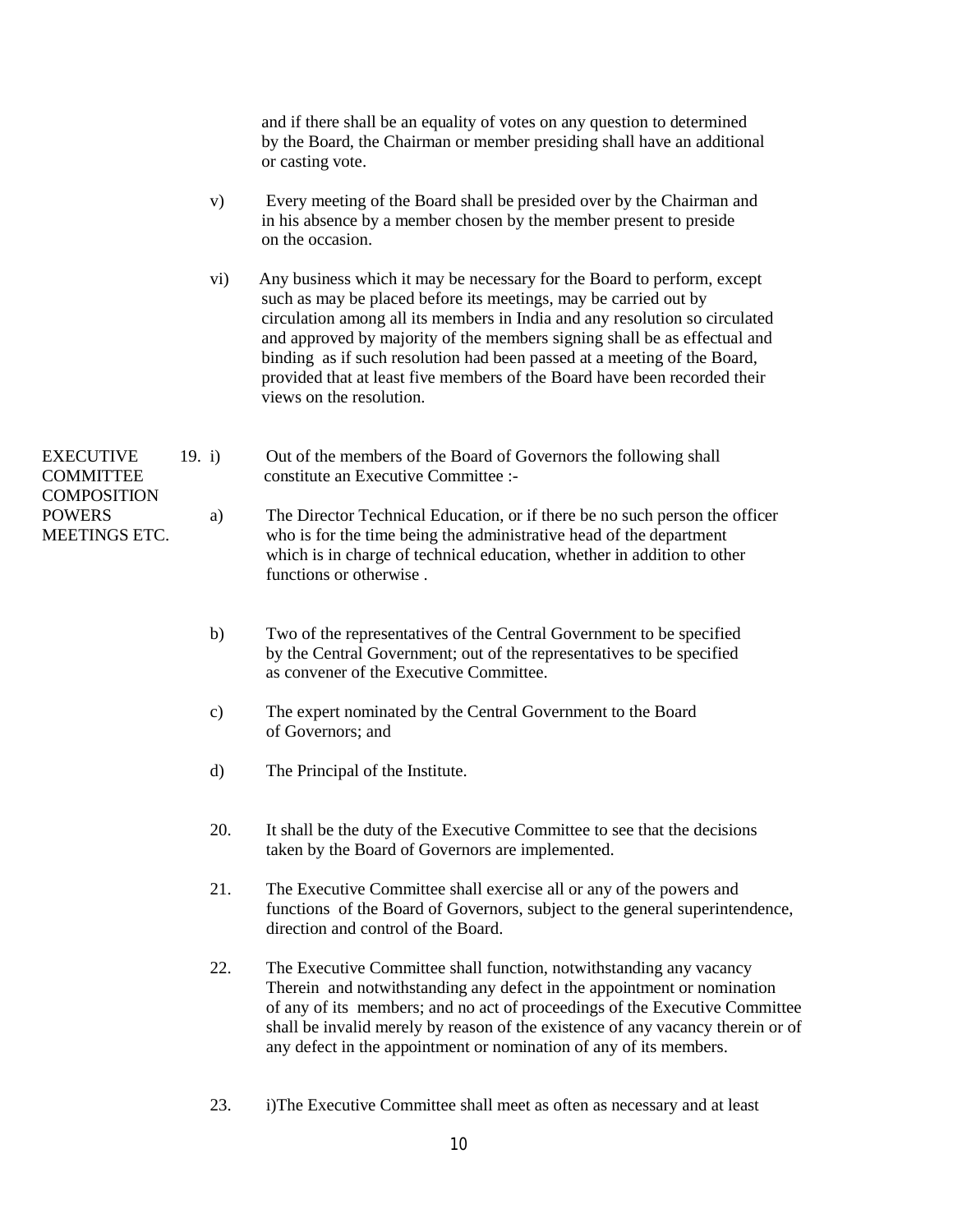and if there shall be an equality of votes on any question to determined by the Board, the Chairman or member presiding shall have an additional or casting vote.

v) Every meeting of the Board shall be presided over by the Chairman and in his absence by a member chosen by the member present to preside on the occasion.

vi) Any business which it may be necessary for the Board to perform, except such as may be placed before its meetings, may be carried out by circulation among all its members in India and any resolution so circulated and approved by majority of the members signing shall be as effectual and binding as if such resolution had been passed at a meeting of the Board, provided that at least five members of the Board have been recorded their views on the resolution.

**EXECUTIVE COMMITTEE COMPOSITION POWERS MEETINGS ETC.**

19. i) Out of the members of the Board of Governors the following shall constitute an Executive Committee :-

a) The Director Technical Education, or if there be no such person the officer who is for the time being the administrative head of the department which is in charge of technical education, whether in addition to other functions or otherwise .

b) Two of the representatives of the Central Government to be specified by the Central Government; out of the representatives to be specified as convener of the Executive Committee.

c) The expert nominated by the Central Government to the Board of Governors; and

d) The Principal of the Institute.

20. It shall be the duty of the Executive Committee to see that the decisions taken by the Board of Governors are implemented.

21. The Executive Committee shall exercise all or any of the powers and functions of the Board of Governors, subject to the general superintendence, direction and control of the Board.

22. The Executive Committee shall function, notwithstanding any vacancy Therein and notwithstanding any defect in the appointment or nomination of any of its members; and no act of proceedings of the Executive Committee shall be invalid merely by reason of the existence of any vacancy therein or of any defect in the appointment or nomination of any of its members.

23. i)The Executive Committee shall meet as often as necessary and at least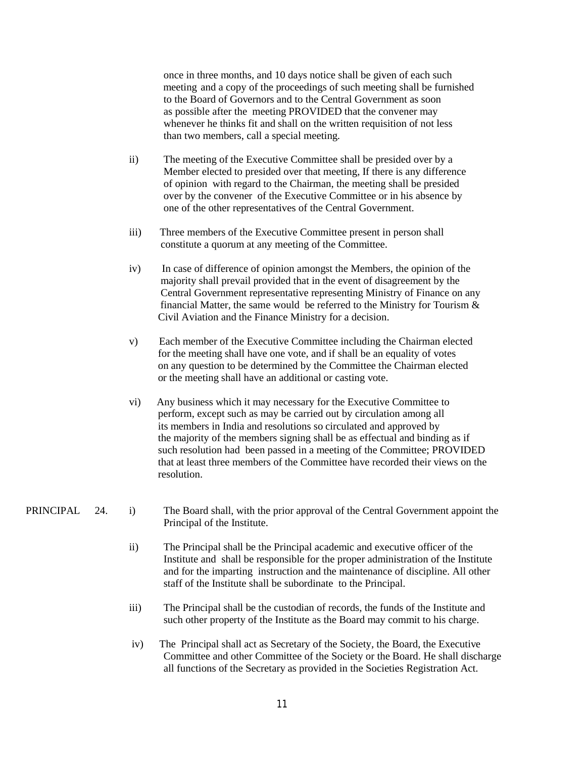once in three months, and 10 days notice shall be given of each such meeting and a copy of the proceedings of such meeting shall be furnished to the Board of Governors and to the Central Government as soon as possible after the meeting PROVIDED that the convener may whenever he thinks fit and shall on the written requisition of not less than two members, call a special meeting.

ii) The meeting of the Executive Committee shall be presided over by a Member elected to presided over that meeting, If there is any difference of opinion with regard to the Chairman, the meeting shall be presided over by the convener of the Executive Committee or in his absence by one of the other representatives of the Central Government.

iii) Three members of the Executive Committee present in person shall constitute a quorum at any meeting of the Committee.

iv) In case of difference of opinion amongst the Members, the opinion of the majority shall prevail provided that in the event of disagreement by the Central Government representative representing Ministry of Finance on any financial Matter, the same would be referred to the Ministry for Tourism & Civil Aviation and the Finance Ministry for a decision.

v) Each member of the Executive Committee including the Chairman elected for the meeting shall have one vote, and if shall be an equality of votes on any question to be determined by the Committee the Chairman elected or the meeting shall have an additional or casting vote.

vi) Any business which it may necessary for the Executive Committee to perform, except such as may be carried out by circulation among all its members in India and resolutions so circulated and approved by the majority of the members signing shall be as effectual and binding as if such resolution had been passed in a meeting of the Committee; PROVIDED that at least three members of the Committee have recorded their views on the resolution.

PRINCIPAL 24. i) The Board shall, with the prior approval of the Central Government appoint the Principal of the Institute.

ii) The Principal shall be the Principal academic and executive officer of the Institute and shall be responsible for the proper administration of the Institute and for the imparting instruction and the maintenance of discipline. All other staff of the Institute shall be subordinate to the Principal.

iii) The Principal shall be the custodian of records, the funds of the Institute and such other property of the Institute as the Board may commit to his charge.

iv) The Principal shall act as Secretary of the Society, the Board, the Executive Committee and other Committee of the Society or the Board. He shall discharge all functions of the Secretary as provided in the Societies Registration Act.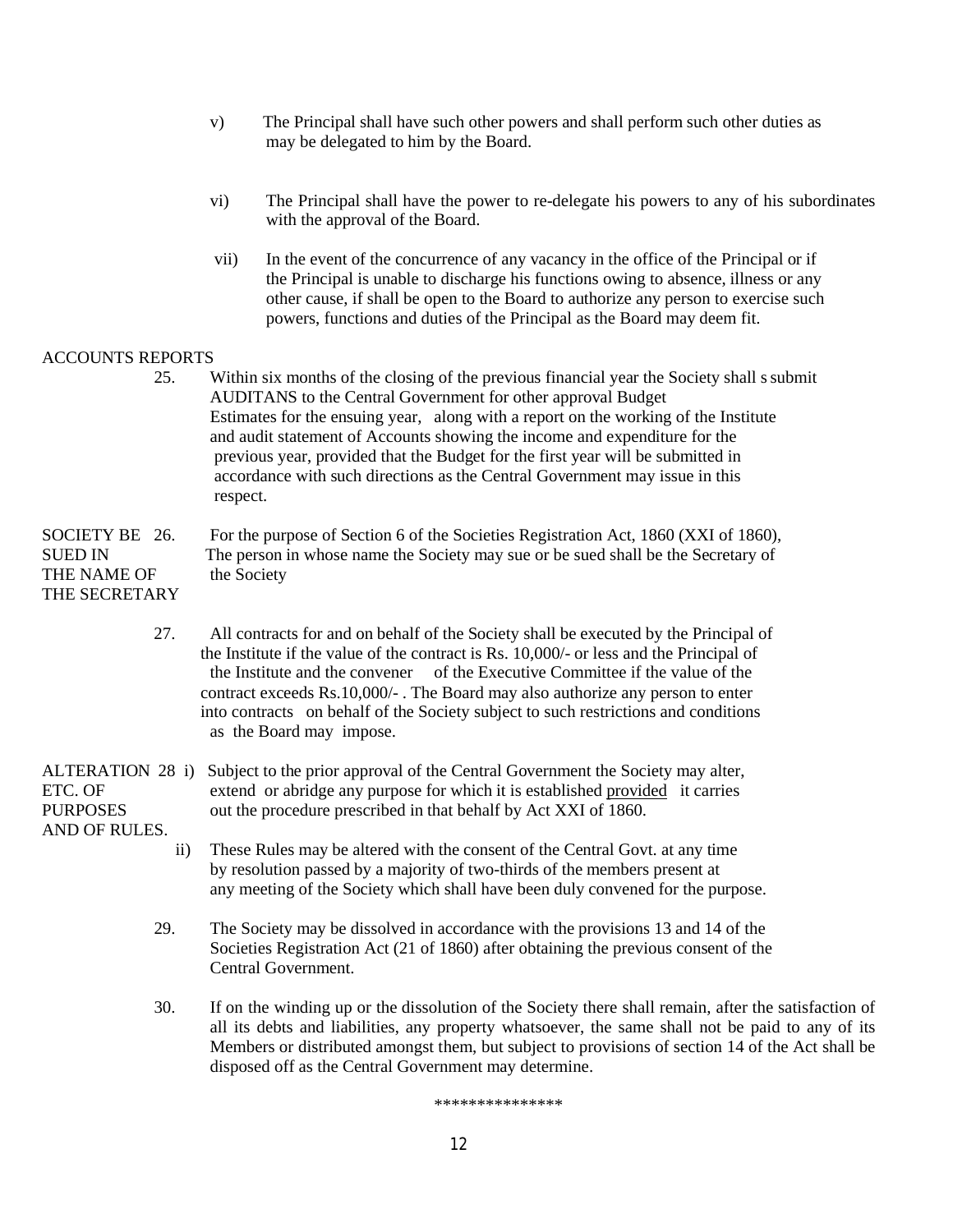v) The Principal shall have such other powers and shall perform such other duties as may be delegated to him by the Board.

vi) The Principal shall have the power to re-delegate his powers to any of his subordinates with the approval of the Board.

vii) In the event of the concurrence of any vacancy in the office of the Principal or if the Principal is unable to discharge his functions owing to absence, illness or any other cause, if shall be open to the Board to authorize any person to exercise such powers, functions and duties of the Principal as the Board may deem fit.

ACCOUNTS REPORTS

25. Within six months of the closing of the previous financial year the Society shall s submit AUDITANS to the Central Government for other approval Budget Estimates for the ensuing year, along with a report on the working of the Institute and audit statement of Accounts showing the income and expenditure for the previous year, provided that the Budget for the first year will be submitted in accordance with such directions as the Central Government may issue in this respect.

SOCIETY BE SUED IN THE NAME OF THE SECRETARY

26. For the purpose of Section 6 of the Societies Registration Act, 1860 (XXI of 1860), The person in whose name the Society may sue or be sued shall be the Secretary of the Society

27. All contracts for and on behalf of the Society shall be executed by the Principal of the Institute if the value of the contract is Rs. 10,000/- or less and the Principal of the Institute and the convener of the Executive Committee if the value of the contract exceeds Rs.10,000/- . The Board may also authorize any person to enter into contracts on behalf of the Society subject to such restrictions and conditions as the Board may impose.

ALTERATION ETC. OF PURPOSES AND OF RULES.

28 i) Subject to the prior approval of the Central Government the Society may alter, extend or abridge any purpose for which it is established <u>provided</u> it carries out the procedure prescribed in that behalf by Act XXI of 1860.

ii) These Rules may be altered with the consent of the Central Govt. at any time by resolution passed by a majority of two-thirds of the members present at any meeting of the Society which shall have been duly convened for the purpose.

29. The Society may be dissolved in accordance with the provisions 13 and 14 of the Societies Registration Act (21 of 1860) after obtaining the previous consent of the Central Government.

30. If on the winding up or the dissolution of the Society there shall remain, after the satisfaction of all its debts and liabilities, any property whatsoever, the same shall not be paid to any of its Members or distributed amongst them, but subject to provisions of section 14 of the Act shall be disposed off as the Central Government may determine.

***************